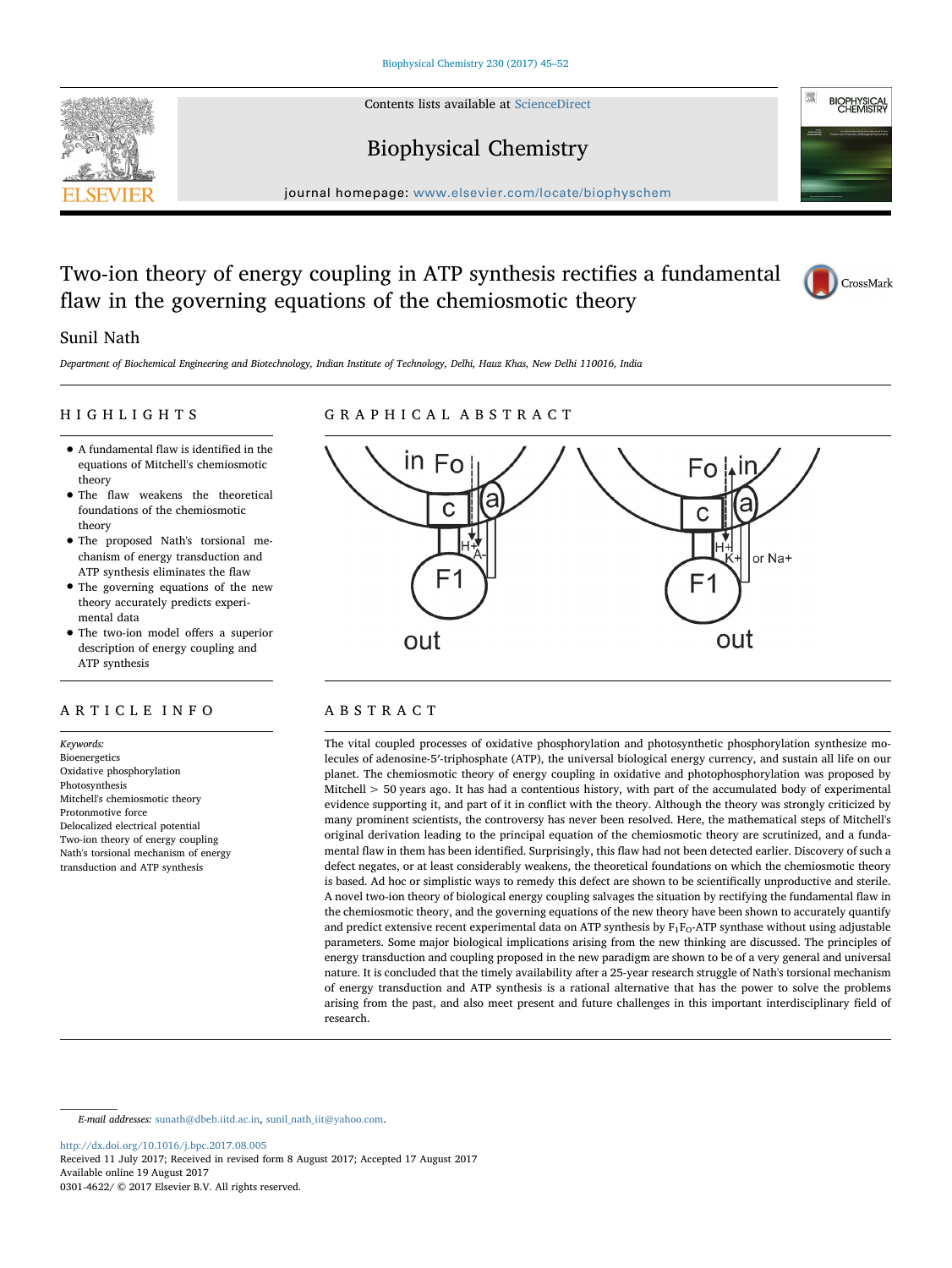# Two-ion theory of energy coupling in ATP synthesis rectifies a fundamental flaw in the governing equations of the chemiosmotic theory

Sunil Nath

*Department of Biochemical Engineering and Biotechnology, Indian Institute of Technology, Delhi, Hauz Khas, New Delhi 110016, India*

## HIGHLIGHTS

- A fundamental flaw is identified in the equations of Mitchell's chemiosmotic theory
- The flaw weakens the theoretical foundations of the chemiosmotic theory
- The proposed Nath's torsional mechanism of energy transduction and ATP synthesis eliminates the flaw
- The governing equations of the new theory accurately predicts experimental data
- The two-ion model offers a superior description of energy coupling and ATP synthesis

## GRAPHICAL ABSTRACT

## ARTICLE INFO

*Keywords:*
Bioenergetics
Oxidative phosphorylation
Photosynthesis
Mitchell's chemiosmotic theory
Protonmotive force
Delocalized electrical potential
Two-ion theory of energy coupling
Nath's torsional mechanism of energy transduction and ATP synthesis

## ABSTRACT

The vital coupled processes of oxidative phosphorylation and photosynthetic phosphorylation synthesize molecules of adenosine-5′-triphosphate (ATP), the universal biological energy currency, and sustain all life on our planet. The chemiosmotic theory of energy coupling in oxidative and photophosphorylation was proposed by Mitchell > 50 years ago. It has had a contentious history, with part of the accumulated body of experimental evidence supporting it, and part of it in conflict with the theory. Although the theory was strongly criticized by many prominent scientists, the controversy has never been resolved. Here, the mathematical steps of Mitchell's original derivation leading to the principal equation of the chemiosmotic theory are scrutinized, and a fundamental flaw in them has been identified. Surprisingly, this flaw had not been detected earlier. Discovery of such a defect negates, or at least considerably weakens, the theoretical foundations on which the chemiosmotic theory is based. Ad hoc or simplistic ways to remedy this defect are shown to be scientifically unproductive and sterile. A novel two-ion theory of biological energy coupling salvages the situation by rectifying the fundamental flaw in the chemiosmotic theory, and the governing equations of the new theory have been shown to accurately quantify and predict extensive recent experimental data on ATP synthesis by $F_1F_O$-ATP synthase without using adjustable parameters. Some major biological implications arising from the new thinking are discussed. The principles of energy transduction and coupling proposed in the new paradigm are shown to be of a very general and universal nature. It is concluded that the timely availability after a 25-year research struggle of Nath's torsional mechanism of energy transduction and ATP synthesis is a rational alternative that has the power to solve the problems arising from the past, and also meet present and future challenges in this important interdisciplinary field of research.

---

*E-mail addresses:* sunath@dbeb.iitd.ac.in, sunil_nath_iit@yahoo.com.

http://dx.doi.org/10.1016/j.bpc.2017.08.005
Received 11 July 2017; Received in revised form 8 August 2017; Accepted 17 August 2017
Available online 19 August 2017
0301-4622/ © 2017 Elsevier B.V. All rights reserved.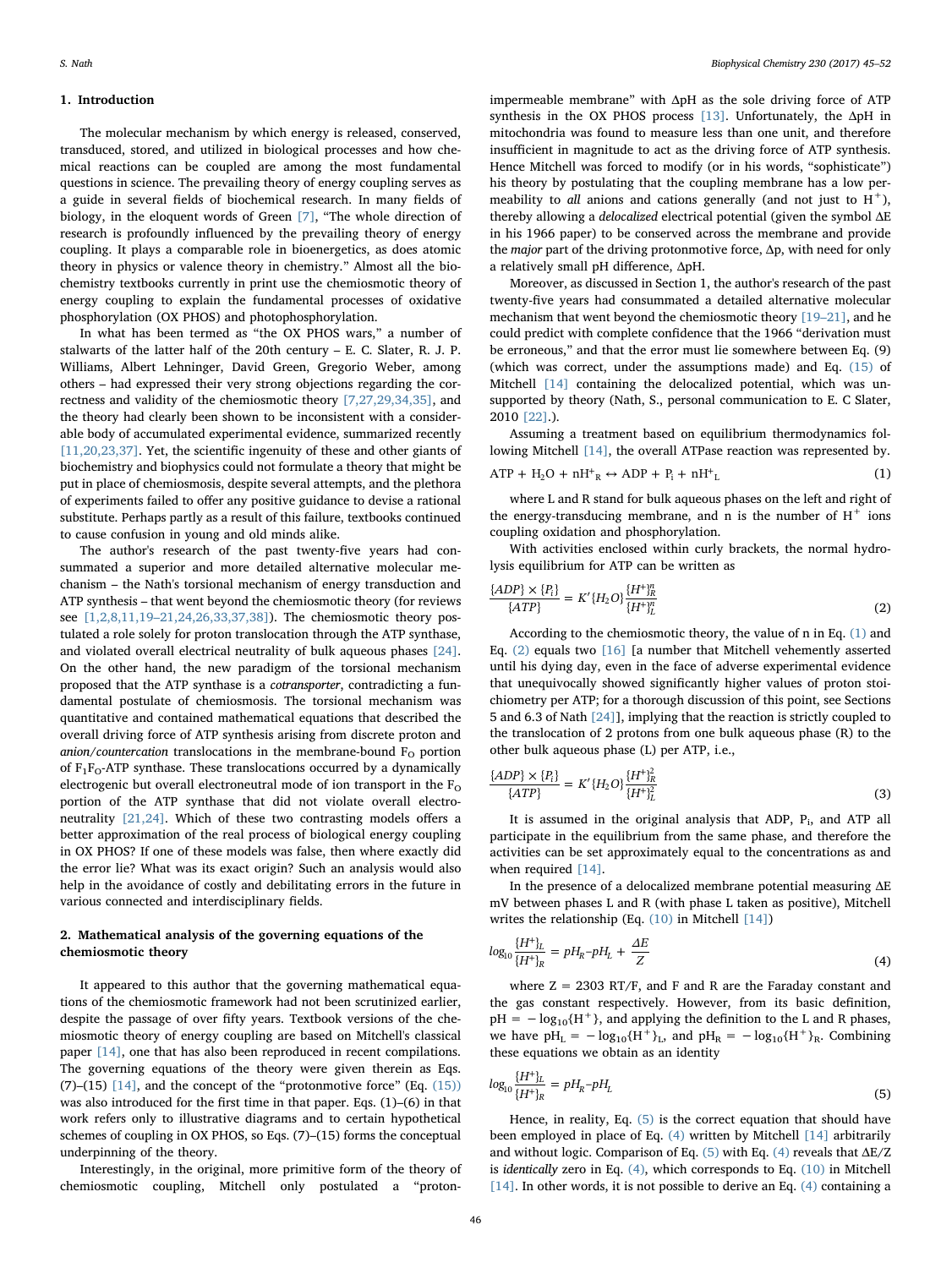## 1. Introduction

The molecular mechanism by which energy is released, conserved, transduced, stored, and utilized in biological processes and how chemical reactions can be coupled are among the most fundamental questions in science. The prevailing theory of energy coupling serves as a guide in several fields of biochemical research. In many fields of biology, in the eloquent words of Green [7], "The whole direction of research is profoundly influenced by the prevailing theory of energy coupling. It plays a comparable role in bioenergetics, as does atomic theory in physics or valence theory in chemistry." Almost all the biochemistry textbooks currently in print use the chemiosmotic theory of energy coupling to explain the fundamental processes of oxidative phosphorylation (OX PHOS) and photophosphorylation.

In what has been termed as "the OX PHOS wars," a number of stalwarts of the latter half of the 20th century – E. C. Slater, R. J. P. Williams, Albert Lehninger, David Green, Gregorio Weber, among others – had expressed their very strong objections regarding the correctness and validity of the chemiosmotic theory [7,27,29,34,35], and the theory had clearly been shown to be inconsistent with a considerable body of accumulated experimental evidence, summarized recently [11,20,23,37]. Yet, the scientific ingenuity of these and other giants of biochemistry and biophysics could not formulate a theory that might be put in place of chemiosmosis, despite several attempts, and the plethora of experiments failed to offer any positive guidance to devise a rational substitute. Perhaps partly as a result of this failure, textbooks continued to cause confusion in young and old minds alike.

The author's research of the past twenty-five years had consummated a superior and more detailed alternative molecular mechanism – the Nath's torsional mechanism of energy transduction and ATP synthesis – that went beyond the chemiosmotic theory (for reviews see [1,2,8,11,19–21,24,26,33,37,38]). The chemiosmotic theory postulated a role solely for proton translocation through the ATP synthase, and violated overall electrical neutrality of bulk aqueous phases [24]. On the other hand, the new paradigm of the torsional mechanism proposed that the ATP synthase is a *cotransporter*, contradicting a fundamental postulate of chemiosmosis. The torsional mechanism was quantitative and contained mathematical equations that described the overall driving force of ATP synthesis arising from discrete proton and *anion/countercation* translocations in the membrane-bound $F_O$ portion of $F_1F_O$-ATP synthase. These translocations occurred by a dynamically electrogenic but overall electroneutral mode of ion transport in the $F_O$ portion of the ATP synthase that did not violate overall electroneutrality [21,24]. Which of these two contrasting models offers a better approximation of the real process of biological energy coupling in OX PHOS? If one of these models was false, then where exactly did the error lie? What was its exact origin? Such an analysis would also help in the avoidance of costly and debilitating errors in the future in various connected and interdisciplinary fields.

## 2. Mathematical analysis of the governing equations of the chemiosmotic theory

It appeared to this author that the governing mathematical equations of the chemiosmotic framework had not been scrutinized earlier, despite the passage of over fifty years. Textbook versions of the chemiosmotic theory of energy coupling are based on Mitchell's classical paper [14], one that has also been reproduced in recent compilations. The governing equations of the theory were given therein as Eqs. (7)–(15) [14], and the concept of the "protonmotive force" (Eq. (15)) was also introduced for the first time in that paper. Eqs. (1)–(6) in that work refers only to illustrative diagrams and to certain hypothetical schemes of coupling in OX PHOS, so Eqs. (7)–(15) forms the conceptual underpinning of the theory.

Interestingly, in the original, more primitive form of the theory of chemiosmotic coupling, Mitchell only postulated a "proton-impermeable membrane" with ΔpH as the sole driving force of ATP synthesis in the OX PHOS process [13]. Unfortunately, the ΔpH in mitochondria was found to measure less than one unit, and therefore insufficient in magnitude to act as the driving force of ATP synthesis. Hence Mitchell was forced to modify (or in his words, "sophisticate") his theory by postulating that the coupling membrane has a low permeability to *all* anions and cations generally (and not just to $H^+$), thereby allowing a *delocalized* electrical potential (given the symbol ΔE in his 1966 paper) to be conserved across the membrane and provide the *major* part of the driving protonmotive force, Δp, with need for only a relatively small pH difference, ΔpH.

Moreover, as discussed in Section 1, the author's research of the past twenty-five years had consummated a detailed alternative molecular mechanism that went beyond the chemiosmotic theory [19–21], and he could predict with complete confidence that the 1966 "derivation must be erroneous," and that the error must lie somewhere between Eq. (9) (which was correct, under the assumptions made) and Eq. (15) of Mitchell [14] containing the delocalized potential, which was unsupported by theory (Nath, S., personal communication to E. C Slater, 2010 [22].).

Assuming a treatment based on equilibrium thermodynamics following Mitchell [14], the overall ATPase reaction was represented by.

$$ATP + H_2O + nH^+_R \leftrightarrow ADP + P_i + nH^+_L \tag{1}$$

where L and R stand for bulk aqueous phases on the left and right of the energy-transducing membrane, and n is the number of $H^+$ ions coupling oxidation and phosphorylation.

With activities enclosed within curly brackets, the normal hydrolysis equilibrium for ATP can be written as

$$\frac{\{ADP\} \times \{P_i\}}{\{ATP\}} = K'\{H_2O\}\frac{\{H^+\}^n_R}{\{H^+\}^n_L} \tag{2}$$

According to the chemiosmotic theory, the value of n in Eq. (1) and Eq. (2) equals two [16] [a number that Mitchell vehemently asserted until his dying day, even in the face of adverse experimental evidence that unequivocally showed significantly higher values of proton stoichiometry per ATP; for a thorough discussion of this point, see Sections 5 and 6.3 of Nath [24]], implying that the reaction is strictly coupled to the translocation of 2 protons from one bulk aqueous phase (R) to the other bulk aqueous phase (L) per ATP, i.e.,

$$\frac{\{ADP\} \times \{P_i\}}{\{ATP\}} = K'\{H_2O\}\frac{\{H^+\}^2_R}{\{H^+\}^2_L} \tag{3}$$

It is assumed in the original analysis that ADP, $P_i$, and ATP all participate in the equilibrium from the same phase, and therefore the activities can be set approximately equal to the concentrations as and when required [14].

In the presence of a delocalized membrane potential measuring ΔE mV between phases L and R (with phase L taken as positive), Mitchell writes the relationship (Eq. (10) in Mitchell [14])

$$log_{10}\frac{\{H^+\}_L}{\{H^+\}_R} = pH_R - pH_L + \frac{\Delta E}{Z} \tag{4}$$

where Z = 2303 RT/F, and F and R are the Faraday constant and the gas constant respectively. However, from its basic definition, $pH = -\log_{10}\{H^+\}$, and applying the definition to the L and R phases, we have $pH_L = -\log_{10}\{H^+\}_L$, and $pH_R = -\log_{10}\{H^+\}_R$. Combining these equations we obtain as an identity

$$log_{10}\frac{\{H^+\}_L}{\{H^+\}_R} = pH_R - pH_L \tag{5}$$

Hence, in reality, Eq. (5) is the correct equation that should have been employed in place of Eq. (4) written by Mitchell [14] arbitrarily and without logic. Comparison of Eq. (5) with Eq. (4) reveals that ΔE/Z is *identically* zero in Eq. (4), which corresponds to Eq. (10) in Mitchell [14]. In other words, it is not possible to derive an Eq. (4) containing a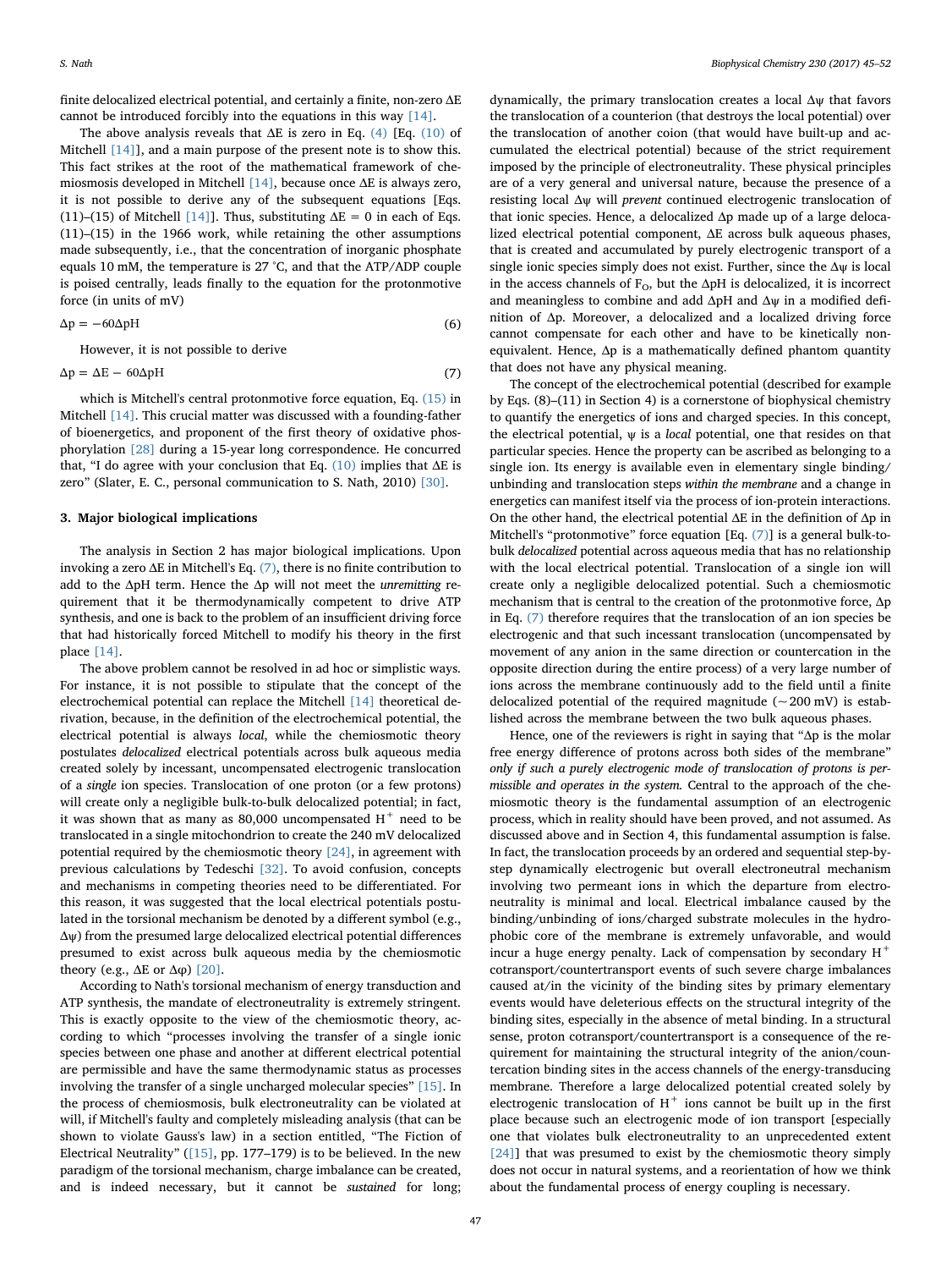finite delocalized electrical potential, and certainly a finite, non-zero ΔE cannot be introduced forcibly into the equations in this way [14].

The above analysis reveals that ΔE is zero in Eq. (4) [Eq. (10) of Mitchell [14]], and a main purpose of the present note is to show this. This fact strikes at the root of the mathematical framework of chemiosmosis developed in Mitchell [14], because once ΔE is always zero, it is not possible to derive any of the subsequent equations [Eqs. (11)–(15) of Mitchell [14]]. Thus, substituting ΔE = 0 in each of Eqs. (11)–(15) in the 1966 work, while retaining the other assumptions made subsequently, i.e., that the concentration of inorganic phosphate equals 10 mM, the temperature is 27 °C, and that the ATP/ADP couple is poised centrally, leads finally to the equation for the protonmotive force (in units of mV)

$$\Delta p = -60\Delta pH \tag{6}$$

However, it is not possible to derive

$$\Delta p = \Delta E - 60\Delta pH \tag{7}$$

which is Mitchell's central protonmotive force equation, Eq. (15) in Mitchell [14]. This crucial matter was discussed with a founding-father of bioenergetics, and proponent of the first theory of oxidative phosphorylation [28] during a 15-year long correspondence. He concurred that, "I do agree with your conclusion that Eq. (10) implies that ΔE is zero" (Slater, E. C., personal communication to S. Nath, 2010) [30].

## 3. Major biological implications

The analysis in Section 2 has major biological implications. Upon invoking a zero ΔE in Mitchell's Eq. (7), there is no finite contribution to add to the ΔpH term. Hence the Δp will not meet the *unremitting* requirement that it be thermodynamically competent to drive ATP synthesis, and one is back to the problem of an insufficient driving force that had historically forced Mitchell to modify his theory in the first place [14].

The above problem cannot be resolved in ad hoc or simplistic ways. For instance, it is not possible to stipulate that the concept of the electrochemical potential can replace the Mitchell [14] theoretical derivation, because, in the definition of the electrochemical potential, the electrical potential is always *local*, while the chemiosmotic theory postulates *delocalized* electrical potentials across bulk aqueous media created solely by incessant, uncompensated electrogenic translocation of a *single* ion species. Translocation of one proton (or a few protons) will create only a negligible bulk-to-bulk delocalized potential; in fact, it was shown that as many as 80,000 uncompensated $H^+$ need to be translocated in a single mitochondrion to create the 240 mV delocalized potential required by the chemiosmotic theory [24], in agreement with previous calculations by Tedeschi [32]. To avoid confusion, concepts and mechanisms in competing theories need to be differentiated. For this reason, it was suggested that the local electrical potentials postulated in the torsional mechanism be denoted by a different symbol (e.g., Δψ) from the presumed large delocalized electrical potential differences presumed to exist across bulk aqueous media by the chemiosmotic theory (e.g., ΔE or Δφ) [20].

According to Nath's torsional mechanism of energy transduction and ATP synthesis, the mandate of electroneutrality is extremely stringent. This is exactly opposite to the view of the chemiosmotic theory, according to which "processes involving the transfer of a single ionic species between one phase and another at different electrical potential are permissible and have the same thermodynamic status as processes involving the transfer of a single uncharged molecular species" [15]. In the process of chemiosmosis, bulk electroneutrality can be violated at will, if Mitchell's faulty and completely misleading analysis (that can be shown to violate Gauss's law) in a section entitled, "The Fiction of Electrical Neutrality" ([15], pp. 177–179) is to be believed. In the new paradigm of the torsional mechanism, charge imbalance can be created, and is indeed necessary, but it cannot be *sustained* for long; dynamically, the primary translocation creates a local Δψ that favors the translocation of a counterion (that destroys the local potential) over the translocation of another coion (that would have built-up and accumulated the electrical potential) because of the strict requirement imposed by the principle of electroneutrality. These physical principles are of a very general and universal nature, because the presence of a resisting local Δψ will *prevent* continued electrogenic translocation of that ionic species. Hence, a delocalized Δp made up of a large delocalized electrical potential component, ΔE across bulk aqueous phases, that is created and accumulated by purely electrogenic transport of a single ionic species simply does not exist. Further, since the Δψ is local in the access channels of $F_O$, but the ΔpH is delocalized, it is incorrect and meaningless to combine and add ΔpH and Δψ in a modified definition of Δp. Moreover, a delocalized and a localized driving force cannot compensate for each other and have to be kinetically nonequivalent. Hence, Δp is a mathematically defined phantom quantity that does not have any physical meaning.

The concept of the electrochemical potential (described for example by Eqs. (8)–(11) in Section 4) is a cornerstone of biophysical chemistry to quantify the energetics of ions and charged species. In this concept, the electrical potential, ψ is a *local* potential, one that resides on that particular species. Hence the property can be ascribed as belonging to a single ion. Its energy is available even in elementary single binding/unbinding and translocation steps *within the membrane* and a change in energetics can manifest itself via the process of ion-protein interactions. On the other hand, the electrical potential ΔE in the definition of Δp in Mitchell's "protonmotive" force equation [Eq. (7)] is a general bulk-to-bulk *delocalized* potential across aqueous media that has no relationship with the local electrical potential. Translocation of a single ion will create only a negligible delocalized potential. Such a chemiosmotic mechanism that is central to the creation of the protonmotive force, Δp in Eq. (7) therefore requires that the translocation of an ion species be electrogenic and that such incessant translocation (uncompensated by movement of any anion in the same direction or countercation in the opposite direction during the entire process) of a very large number of ions across the membrane continuously add to the field until a finite delocalized potential of the required magnitude (~200 mV) is established across the membrane between the two bulk aqueous phases.

Hence, one of the reviewers is right in saying that "Δp is the molar free energy difference of protons across both sides of the membrane" *only if such a purely electrogenic mode of translocation of protons is permissible and operates in the system.* Central to the approach of the chemiosmotic theory is the fundamental assumption of an electrogenic process, which in reality should have been proved, and not assumed. As discussed above and in Section 4, this fundamental assumption is false. In fact, the translocation proceeds by an ordered and sequential step-by-step dynamically electrogenic but overall electroneutral mechanism involving two permeant ions in which the departure from electroneutrality is minimal and local. Electrical imbalance caused by the binding/unbinding of ions/charged substrate molecules in the hydrophobic core of the membrane is extremely unfavorable, and would incur a huge energy penalty. Lack of compensation by secondary $H^+$ cotransport/countertransport events of such severe charge imbalances caused at/in the vicinity of the binding sites by primary elementary events would have deleterious effects on the structural integrity of the binding sites, especially in the absence of metal binding. In a structural sense, proton cotransport/countertransport is a consequence of the requirement for maintaining the structural integrity of the anion/countercation binding sites in the access channels of the energy-transducing membrane. Therefore a large delocalized potential created solely by electrogenic translocation of $H^+$ ions cannot be built up in the first place because such an electrogenic mode of ion transport [especially one that violates bulk electroneutrality to an unprecedented extent [24]] that was presumed to exist by the chemiosmotic theory simply does not occur in natural systems, and a reorientation of how we think about the fundamental process of energy coupling is necessary.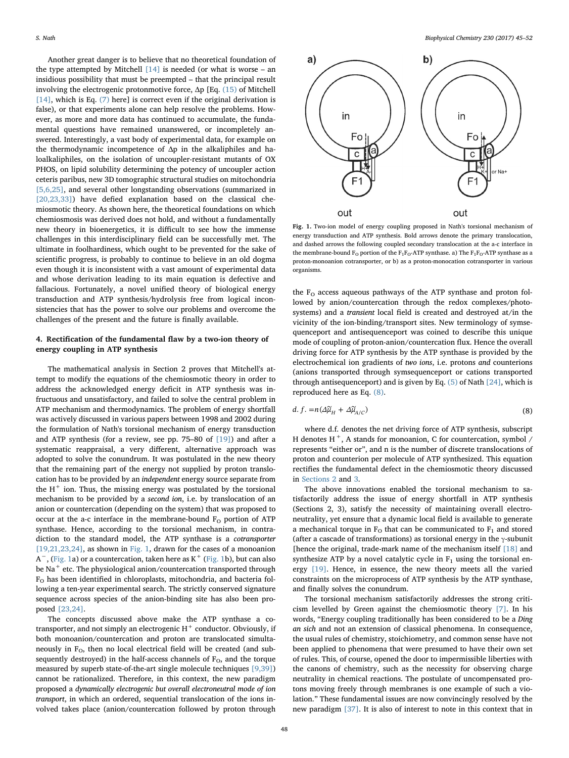Another great danger is to believe that no theoretical foundation of the type attempted by Mitchell [14] is needed (or what is worse – an insidious possibility that must be preempted – that the principal result involving the electrogenic protonmotive force, Δp [Eq. (15) of Mitchell [14], which is Eq. (7) here] is correct even if the original derivation is false), or that experiments alone can help resolve the problems. However, as more and more data has continued to accumulate, the fundamental questions have remained unanswered, or incompletely answered. Interestingly, a vast body of experimental data, for example on the thermodynamic incompetence of Δp in the alkaliphiles and haloalkaliphiles, on the isolation of uncoupler-resistant mutants of OX PHOS, on lipid solubility determining the potency of uncoupler action ceteris paribus, new 3D tomographic structural studies on mitochondria [5,6,25], and several other longstanding observations (summarized in [20,23,33]) have defied explanation based on the classical chemiosmotic theory. As shown here, the theoretical foundations on which chemiosmosis was derived does not hold, and without a fundamentally new theory in bioenergetics, it is difficult to see how the immense challenges in this interdisciplinary field can be successfully met. The ultimate in foolhardiness, which ought to be prevented for the sake of scientific progress, is probably to continue to believe in an old dogma even though it is inconsistent with a vast amount of experimental data and whose derivation leading to its main equation is defective and fallacious. Fortunately, a novel unified theory of biological energy transduction and ATP synthesis/hydrolysis free from logical inconsistencies that has the power to solve our problems and overcome the challenges of the present and the future is finally available.

## 4. Rectification of the fundamental flaw by a two-ion theory of energy coupling in ATP synthesis

The mathematical analysis in Section 2 proves that Mitchell's attempt to modify the equations of the chemiosmotic theory in order to address the acknowledged energy deficit in ATP synthesis was infructuous and unsatisfactory, and failed to solve the central problem in ATP mechanism and thermodynamics. The problem of energy shortfall was actively discussed in various papers between 1998 and 2002 during the formulation of Nath's torsional mechanism of energy transduction and ATP synthesis (for a review, see pp. 75–80 of [19]) and after a systematic reappraisal, a very different, alternative approach was adopted to solve the conundrum. It was postulated in the new theory that the remaining part of the energy not supplied by proton translocation has to be provided by an *independent* energy source separate from the $H^+$ ion. Thus, the missing energy was postulated by the torsional mechanism to be provided by a *second ion*, i.e. by translocation of an anion or countercation (depending on the system) that was proposed to occur at the a-c interface in the membrane-bound $F_O$ portion of ATP synthase. Hence, according to the torsional mechanism, in contradiction to the standard model, the ATP synthase is a *cotransporter* [19,21,23,24], as shown in Fig. 1, drawn for the cases of a monoanion $A^-$, (Fig. 1a) or a countercation, taken here as $K^+$ (Fig. 1b), but can also be $Na^+$ etc. The physiological anion/countercation transported through $F_O$ has been identified in chloroplasts, mitochondria, and bacteria following a ten-year experimental search. The strictly conserved signature sequence across species of the anion-binding site has also been proposed [23,24].

The concepts discussed above make the ATP synthase a cotransporter, and not simply an electrogenic $H^+$ conductor. Obviously, if both monoanion/countercation and proton are translocated simultaneously in $F_O$, then no local electrical field will be created (and subsequently destroyed) in the half-access channels of $F_O$, and the torque measured by superb state-of-the-art single molecule techniques [9,39]) cannot be rationalized. Therefore, in this context, the new paradigm proposed a *dynamically electrogenic but overall electroneutral mode of ion transport*, in which an ordered, sequential translocation of the ions involved takes place (anion/countercation followed by proton through the $F_O$ access aqueous pathways of the ATP synthase and proton followed by anion/countercation through the redox complexes/photosystems) and a *transient* local field is created and destroyed at/in the vicinity of the ion-binding/transport sites. New terminology of symsequenceport and antisequenceport was coined to describe this unique mode of coupling of proton-anion/countercation flux. Hence the overall driving force for ATP synthesis by the ATP synthase is provided by the electrochemical ion gradients of *two ions*, i.e. protons *and* counterions (anions transported through symsequenceport or cations transported through antisequenceport) and is given by Eq. (5) of Nath [24], which is reproduced here as Eq. (8).

$$d.\,f. = n(\Delta\tilde{\mu}_H + \Delta\tilde{\mu}_{A/C}) \tag{8}$$

where d.f. denotes the net driving force of ATP synthesis, subscript H denotes $H^+$, A stands for monoanion, C for countercation, symbol / represents "either or", and n is the number of discrete translocations of proton and counterion per molecule of ATP synthesized. This equation rectifies the fundamental defect in the chemiosmotic theory discussed in Sections 2 and 3.

The above innovations enabled the torsional mechanism to satisfactorily address the issue of energy shortfall in ATP synthesis (Sections 2, 3), satisfy the necessity of maintaining overall electroneutrality, yet ensure that a dynamic local field is available to generate a mechanical torque in $F_O$ that can be communicated to $F_1$ and stored (after a cascade of transformations) as torsional energy in the γ-subunit [hence the original, trade-mark name of the mechanism itself [18] and synthesize ATP by a novel catalytic cycle in $F_1$ using the torsional energy [19]. Hence, in essence, the new theory meets all the varied constraints on the microprocess of ATP synthesis by the ATP synthase, and finally solves the conundrum.

The torsional mechanism satisfactorily addresses the strong criticism levelled by Green against the chemiosmotic theory [7]. In his words, "Energy coupling traditionally has been considered to be a *Ding an sich* and not an extension of classical phenomena. In consequence, the usual rules of chemistry, stoichiometry, and common sense have not been applied to phenomena that were presumed to have their own set of rules. This, of course, opened the door to impermissible liberties with the canons of chemistry, such as the necessity for observing charge neutrality in chemical reactions. The postulate of uncompensated protons moving freely through membranes is one example of such a violation." These fundamental issues are now convincingly resolved by the new paradigm [37]. It is also of interest to note in this context that in

**Fig. 1.** Two-ion model of energy coupling proposed in Nath's torsional mechanism of energy transduction and ATP synthesis. Bold arrows denote the primary translocation, and dashed arrows the following coupled secondary translocation at the a-c interface in the membrane-bound $F_O$ portion of the $F_1F_O$-ATP synthase. a) The $F_1F_O$-ATP synthase as a proton-monoanion cotransporter, or b) as a proton-monocation cotransporter in various organisms.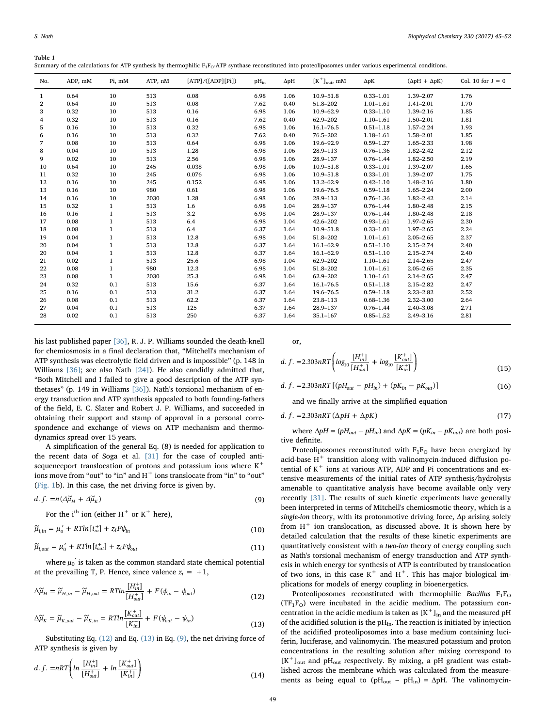**Table 1**
Summary of the calculations for ATP synthesis by thermophilic $F_1F_O$-ATP synthase reconstituted into proteoliposomes under various experimental conditions.

| No. | ADP, mM | Pi, mM | ATP, nM | [ATP]/([ADP][Pi]) | $pH_{in}$ | ΔpH | $[K^+]_{out}$, mM | ΔpK | (ΔpH + ΔpK) | Col. 10 for J = 0 |
|---|---|---|---|---|---|---|---|---|---|---|
| 1 | 0.64 | 10 | 513 | 0.08 | 6.98 | 1.06 | 10.9–51.8 | 0.33–1.01 | 1.39–2.07 | 1.76 |
| 2 | 0.64 | 10 | 513 | 0.08 | 7.62 | 0.40 | 51.8–202 | 1.01–1.61 | 1.41–2.01 | 1.70 |
| 3 | 0.32 | 10 | 513 | 0.16 | 6.98 | 1.06 | 10.9–62.9 | 0.33–1.10 | 1.39–2.16 | 1.85 |
| 4 | 0.32 | 10 | 513 | 0.16 | 7.62 | 0.40 | 62.9–202 | 1.10–1.61 | 1.50–2.01 | 1.81 |
| 5 | 0.16 | 10 | 513 | 0.32 | 6.98 | 1.06 | 16.1–76.5 | 0.51–1.18 | 1.57–2.24 | 1.93 |
| 6 | 0.16 | 10 | 513 | 0.32 | 7.62 | 0.40 | 76.5–202 | 1.18–1.61 | 1.58–2.01 | 1.85 |
| 7 | 0.08 | 10 | 513 | 0.64 | 6.98 | 1.06 | 19.6–92.9 | 0.59–1.27 | 1.65–2.33 | 1.98 |
| 8 | 0.04 | 10 | 513 | 1.28 | 6.98 | 1.06 | 28.9–113 | 0.76–1.36 | 1.82–2.42 | 2.12 |
| 9 | 0.02 | 10 | 513 | 2.56 | 6.98 | 1.06 | 28.9–137 | 0.76–1.44 | 1.82–2.50 | 2.19 |
| 10 | 0.64 | 10 | 245 | 0.038 | 6.98 | 1.06 | 10.9–51.8 | 0.33–1.01 | 1.39–2.07 | 1.65 |
| 11 | 0.32 | 10 | 245 | 0.076 | 6.98 | 1.06 | 10.9–51.8 | 0.33–1.01 | 1.39–2.07 | 1.75 |
| 12 | 0.16 | 10 | 245 | 0.152 | 6.98 | 1.06 | 13.2–62.9 | 0.42–1.10 | 1.48–2.16 | 1.80 |
| 13 | 0.16 | 10 | 980 | 0.61 | 6.98 | 1.06 | 19.6–76.5 | 0.59–1.18 | 1.65–2.24 | 2.00 |
| 14 | 0.16 | 10 | 2030 | 1.28 | 6.98 | 1.06 | 28.9–113 | 0.76–1.36 | 1.82–2.42 | 2.14 |
| 15 | 0.32 | 1 | 513 | 1.6 | 6.98 | 1.04 | 28.9–137 | 0.76–1.44 | 1.80–2.48 | 2.15 |
| 16 | 0.16 | 1 | 513 | 3.2 | 6.98 | 1.04 | 28.9–137 | 0.76–1.44 | 1.80–2.48 | 2.18 |
| 17 | 0.08 | 1 | 513 | 6.4 | 6.98 | 1.04 | 42.6–202 | 0.93–1.61 | 1.97–2.65 | 2.30 |
| 18 | 0.08 | 1 | 513 | 6.4 | 6.37 | 1.64 | 10.9–51.8 | 0.33–1.01 | 1.97–2.65 | 2.24 |
| 19 | 0.04 | 1 | 513 | 12.8 | 6.98 | 1.04 | 51.8–202 | 1.01–1.61 | 2.05–2.65 | 2.37 |
| 20 | 0.04 | 1 | 513 | 12.8 | 6.37 | 1.64 | 16.1–62.9 | 0.51–1.10 | 2.15–2.74 | 2.40 |
| 20 | 0.04 | 1 | 513 | 12.8 | 6.37 | 1.64 | 16.1–62.9 | 0.51–1.10 | 2.15–2.74 | 2.40 |
| 21 | 0.02 | 1 | 513 | 25.6 | 6.98 | 1.04 | 62.9–202 | 1.10–1.61 | 2.14–2.65 | 2.47 |
| 22 | 0.08 | 1 | 980 | 12.3 | 6.98 | 1.04 | 51.8–202 | 1.01–1.61 | 2.05–2.65 | 2.35 |
| 23 | 0.08 | 1 | 2030 | 25.3 | 6.98 | 1.04 | 62.9–202 | 1.10–1.61 | 2.14–2.65 | 2.47 |
| 24 | 0.32 | 0.1 | 513 | 15.6 | 6.37 | 1.64 | 16.1–76.5 | 0.51–1.18 | 2.15–2.82 | 2.47 |
| 25 | 0.16 | 0.1 | 513 | 31.2 | 6.37 | 1.64 | 19.6–76.5 | 0.59–1.18 | 2.23–2.82 | 2.52 |
| 26 | 0.08 | 0.1 | 513 | 62.2 | 6.37 | 1.64 | 23.8–113 | 0.68–1.36 | 2.32–3.00 | 2.64 |
| 27 | 0.04 | 0.1 | 513 | 125 | 6.37 | 1.64 | 28.9–137 | 0.76–1.44 | 2.40–3.08 | 2.71 |
| 28 | 0.02 | 0.1 | 513 | 250 | 6.37 | 1.64 | 35.1–167 | 0.85–1.52 | 2.49–3.16 | 2.81 |

his last published paper [36], R. J. P. Williams sounded the death-knell for chemiosmosis in a final declaration that, "Mitchell's mechanism of ATP synthesis was electrolytic field driven and is impossible" (p. 148 in Williams [36]; see also Nath [24]). He also candidly admitted that, "Both Mitchell and I failed to give a good description of the ATP synthetases" (p. 149 in Williams [36]). Nath's torsional mechanism of energy transduction and ATP synthesis appealed to both founding-fathers of the field, E. C. Slater and Robert J. P. Williams, and succeeded in obtaining their support and stamp of approval in a personal correspondence and exchange of views on ATP mechanism and thermodynamics spread over 15 years.

A simplification of the general Eq. (8) is needed for application to the recent data of Soga et al. [31] for the case of coupled antisequenceport translocation of protons and potassium ions where $K^+$ ions move from "out" to "in" and $H^+$ ions translocate from "in" to "out" (Fig. 1b). In this case, the net driving force is given by.

$$d.f. = n(\Delta\tilde{\mu}_H + \Delta\tilde{\mu}_K) \tag{9}$$

For the $i^{th}$ ion (either $H^+$ or $K^+$ here),

$$\tilde{\mu}_{i,in} = \mu_0' + RT\ln[i_{in}^+] + z_iF\psi_{in} \tag{10}$$

$$\tilde{\mu}_{i,out} = \mu_0' + RT\ln[i_{out}^+] + z_iF\psi_{out} \tag{11}$$

where $\mu_0'$ is taken as the common standard state chemical potential at the prevailing T, P. Hence, since valence $z_i = +1$,

$$\Delta\tilde{\mu}_H = \tilde{\mu}_{H,in} - \tilde{\mu}_{H,out} = RT\ln\frac{[H_{in}^+]}{[H_{out}^+]} + F(\psi_{in} - \psi_{out}) \tag{12}$$

$$\Delta\tilde{\mu}_K = \tilde{\mu}_{K,out} - \tilde{\mu}_{K,in} = RT\ln\frac{[K_{out}^+]}{[K_{in}^+]} + F(\psi_{out} - \psi_{in}) \tag{13}$$

Substituting Eq. (12) and Eq. (13) in Eq. (9), the net driving force of ATP synthesis is given by

$$d.f. = nRT\left(\ln\frac{[H_{in}^+]}{[H_{out}^+]} + \ln\frac{[K_{out}^+]}{[K_{in}^+]}\right) \tag{14}$$

or,

$$d.f. = 2.303nRT\left(\log_{10}\frac{[H_{in}^+]}{[H_{out}^+]} + \log_{10}\frac{[K_{out}^+]}{[K_{in}^+]}\right) \tag{15}$$

$$d.f. = 2.303nRT\left[(pH_{out} - pH_{in}) + (pK_{in} - pK_{out})\right] \tag{16}$$

and we finally arrive at the simplified equation

$$d.f. = 2.303nRT(\Delta pH + \Delta pK) \tag{17}$$

where $\Delta pH = (pH_{out} - pH_{in})$ and $\Delta pK = (pK_{in} - pK_{out})$ are both positive definite.

Proteoliposomes reconstituted with $F_1F_O$ have been energized by acid-base $H^+$ transition along with valinomycin-induced diffusion potential of $K^+$ ions at various ATP, ADP and Pi concentrations and extensive measurements of the initial rates of ATP synthesis/hydrolysis amenable to quantitative analysis have become available only very recently [31]. The results of such kinetic experiments have generally been interpreted in terms of Mitchell's chemiosmotic theory, which is a *single-ion* theory, with its protonmotive driving force, Δp arising solely from $H^+$ ion translocation, as discussed above. It is shown here by detailed calculation that the results of these kinetic experiments are quantitatively consistent with a *two-ion* theory of energy coupling such as Nath's torsional mechanism of energy transduction and ATP synthesis in which energy for synthesis of ATP is contributed by translocation of two ions, in this case $K^+$ and $H^+$. This has major biological implications for models of energy coupling in bioenergetics.

Proteoliposomes reconstituted with thermophilic *Bacillus* $F_1F_O$ ($TF_1F_O$) were incubated in the acidic medium. The potassium concentration in the acidic medium is taken as $[K^+]_{in}$ and the measured pH of the acidified solution is the $pH_{in}$. The reaction is initiated by injection of the acidified proteoliposomes into a base medium containing luciferin, luciferase, and valinomycin. The measured potassium and proton concentrations in the resulting solution after mixing correspond to $[K^+]_{out}$ and $pH_{out}$ respectively. By mixing, a pH gradient was established across the membrane which was calculated from the measurements as being equal to $(pH_{out} - pH_{in}) = \Delta pH$. The valinomycin-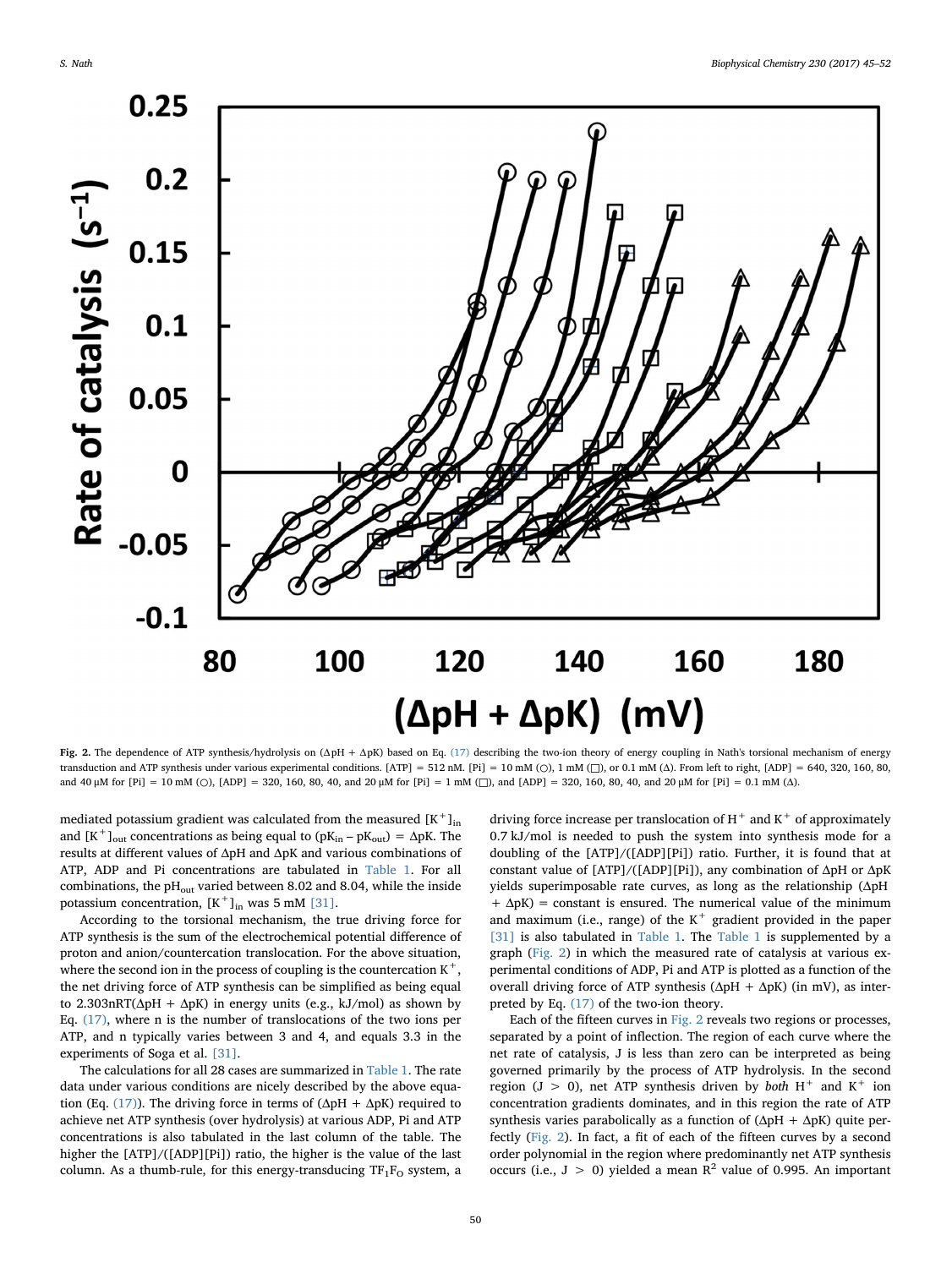Fig. 2. The dependence of ATP synthesis/hydrolysis on (ΔpH + ΔpK) based on Eq. (17) describing the two-ion theory of energy coupling in Nath's torsional mechanism of energy transduction and ATP synthesis under various experimental conditions. [ATP] = 512 nM. [Pi] = 10 mM (○), 1 mM (□), or 0.1 mM (Δ). From left to right, [ADP] = 640, 320, 160, 80, and 40 μM for [Pi] = 10 mM (○), [ADP] = 320, 160, 80, 40, and 20 μM for [Pi] = 1 mM (□), and [ADP] = 320, 160, 80, 40, and 20 μM for [Pi] = 0.1 mM (Δ).

mediated potassium gradient was calculated from the measured $[K^+]_{in}$ and $[K^+]_{out}$ concentrations as being equal to $(pK_{in} - pK_{out}) = \Delta pK$. The results at different values of ΔpH and ΔpK and various combinations of ATP, ADP and Pi concentrations are tabulated in Table 1. For all combinations, the $pH_{out}$ varied between 8.02 and 8.04, while the inside potassium concentration, $[K^+]_{in}$ was 5 mM [31].

According to the torsional mechanism, the true driving force for ATP synthesis is the sum of the electrochemical potential difference of proton and anion/countercation translocation. For the above situation, where the second ion in the process of coupling is the countercation $K^+$, the net driving force of ATP synthesis can be simplified as being equal to 2.303nRT(ΔpH + ΔpK) in energy units (e.g., kJ/mol) as shown by Eq. (17), where n is the number of translocations of the two ions per ATP, and n typically varies between 3 and 4, and equals 3.3 in the experiments of Soga et al. [31].

The calculations for all 28 cases are summarized in Table 1. The rate data under various conditions are nicely described by the above equation (Eq. (17)). The driving force in terms of (ΔpH + ΔpK) required to achieve net ATP synthesis (over hydrolysis) at various ADP, Pi and ATP concentrations is also tabulated in the last column of the table. The higher the [ATP]/([ADP][Pi]) ratio, the higher is the value of the last column. As a thumb-rule, for this energy-transducing $TF_1F_O$ system, a driving force increase per translocation of $H^+$ and $K^+$ of approximately 0.7 kJ/mol is needed to push the system into synthesis mode for a doubling of the [ATP]/([ADP][Pi]) ratio. Further, it is found that at constant value of [ATP]/([ADP][Pi]), any combination of ΔpH or ΔpK yields superimposable rate curves, as long as the relationship (ΔpH + ΔpK) = constant is ensured. The numerical value of the minimum and maximum (i.e., range) of the $K^+$ gradient provided in the paper [31] is also tabulated in Table 1. The Table 1 is supplemented by a graph (Fig. 2) in which the measured rate of catalysis at various experimental conditions of ADP, Pi and ATP is plotted as a function of the overall driving force of ATP synthesis (ΔpH + ΔpK) (in mV), as interpreted by Eq. (17) of the two-ion theory.

Each of the fifteen curves in Fig. 2 reveals two regions or processes, separated by a point of inflection. The region of each curve where the net rate of catalysis, J is less than zero can be interpreted as being governed primarily by the process of ATP hydrolysis. In the second region ($J > 0$), net ATP synthesis driven by *both* $H^+$ and $K^+$ ion concentration gradients dominates, and in this region the rate of ATP synthesis varies parabolically as a function of (ΔpH + ΔpK) quite perfectly (Fig. 2). In fact, a fit of each of the fifteen curves by a second order polynomial in the region where predominantly net ATP synthesis occurs (i.e., $J > 0$) yielded a mean $R^2$ value of 0.995. An important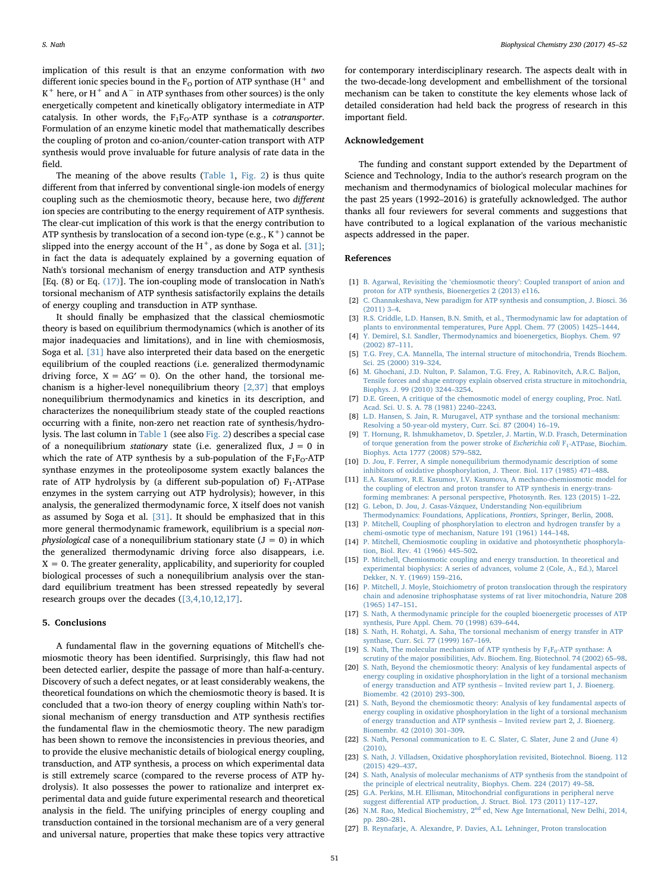implication of this result is that an enzyme conformation with *two* different ionic species bound in the $F_O$ portion of ATP synthase ($H^+$ and $K^+$ here, or $H^+$ and $A^-$ in ATP synthases from other sources) is the only energetically competent and kinetically obligatory intermediate in ATP catalysis. In other words, the $F_1F_O$-ATP synthase is a *cotransporter*. Formulation of an enzyme kinetic model that mathematically describes the coupling of proton and co-anion/counter-cation transport with ATP synthesis would prove invaluable for future analysis of rate data in the field.

The meaning of the above results (Table 1, Fig. 2) is thus quite different from that inferred by conventional single-ion models of energy coupling such as the chemiosmotic theory, because here, two *different* ion species are contributing to the energy requirement of ATP synthesis. The clear-cut implication of this work is that the energy contribution to ATP synthesis by translocation of a second ion-type (e.g., $K^+$) cannot be slipped into the energy account of the $H^+$, as done by Soga et al. [31]; in fact the data is adequately explained by a governing equation of Nath's torsional mechanism of energy transduction and ATP synthesis [Eq. (8) or Eq. (17)]. The ion-coupling mode of translocation in Nath's torsional mechanism of ATP synthesis satisfactorily explains the details of energy coupling and transduction in ATP synthase.

It should finally be emphasized that the classical chemiosmotic theory is based on equilibrium thermodynamics (which is another of its major inadequacies and limitations), and in line with chemiosmosis, Soga et al. [31] have also interpreted their data based on the energetic equilibrium of the coupled reactions (i.e. generalized thermodynamic driving force, $X = \Delta G' = 0$). On the other hand, the torsional mechanism is a higher-level nonequilibrium theory [2,37] that employs nonequilibrium thermodynamics and kinetics in its description, and characterizes the nonequilibrium steady state of the coupled reactions occurring with a finite, non-zero net reaction rate of synthesis/hydrolysis. The last column in Table 1 (see also Fig. 2) describes a special case of a nonequilibrium *stationary* state (i.e. generalized flux, $J = 0$ in which the rate of ATP synthesis by a sub-population of the $F_1F_O$-ATP synthase enzymes in the proteoliposome system exactly balances the rate of ATP hydrolysis by (a different sub-population of) $F_1$-ATPase enzymes in the system carrying out ATP hydrolysis); however, in this analysis, the generalized thermodynamic force, X itself does not vanish as assumed by Soga et al. [31]. It should be emphasized that in this more general thermodynamic framework, equilibrium is a special *non-physiological* case of a nonequilibrium stationary state ($J = 0$) in which the generalized thermodynamic driving force also disappears, i.e. $X = 0$. The greater generality, applicability, and superiority for coupled biological processes of such a nonequilibrium analysis over the standard equilibrium treatment has been stressed repeatedly by several research groups over the decades ([3,4,10,12,17].

## 5. Conclusions

A fundamental flaw in the governing equations of Mitchell's chemiosmotic theory has been identified. Surprisingly, this flaw had not been detected earlier, despite the passage of more than half-a-century. Discovery of such a defect negates, or at least considerably weakens, the theoretical foundations on which the chemiosmotic theory is based. It is concluded that a two-ion theory of energy coupling within Nath's torsional mechanism of energy transduction and ATP synthesis rectifies the fundamental flaw in the chemiosmotic theory. The new paradigm has been shown to remove the inconsistencies in previous theories, and to provide the elusive mechanistic details of biological energy coupling, transduction, and ATP synthesis, a process on which experimental data is still extremely scarce (compared to the reverse process of ATP hydrolysis). It also possesses the power to rationalize and interpret experimental data and guide future experimental research and theoretical analysis in the field. The unifying principles of energy coupling and transduction contained in the torsional mechanism are of a very general and universal nature, properties that make these topics very attractive for contemporary interdisciplinary research. The aspects dealt with in the two-decade-long development and embellishment of the torsional mechanism can be taken to constitute the key elements whose lack of detailed consideration had held back the progress of research in this important field.

## Acknowledgement

The funding and constant support extended by the Department of Science and Technology, India to the author's research program on the mechanism and thermodynamics of biological molecular machines for the past 25 years (1992–2016) is gratefully acknowledged. The author thanks all four reviewers for several comments and suggestions that have contributed to a logical explanation of the various mechanistic aspects addressed in the paper.

## References

[1] B. Agarwal, Revisiting the 'chemiosmotic theory': Coupled transport of anion and proton for ATP synthesis, Bioenergetics 2 (2013) e116.

[2] C. Channakeshava, New paradigm for ATP synthesis and consumption, J. Biosci. 36 (2011) 3–4.

[3] R.S. Criddle, L.D. Hansen, B.N. Smith, et al., Thermodynamic law for adaptation of plants to environmental temperatures, Pure Appl. Chem. 77 (2005) 1425–1444.

[4] Y. Demirel, S.I. Sandler, Thermodynamics and bioenergetics, Biophys. Chem. 97 (2002) 87–111.

[5] T.G. Frey, C.A. Mannella, The internal structure of mitochondria, Trends Biochem. Sci. 25 (2000) 319–324.

[6] M. Ghochani, J.D. Nulton, P. Salamon, T.G. Frey, A. Rabinovitch, A.R.C. Baljon, Tensile forces and shape entropy explain observed crista structure in mitochondria, Biophys. J. 99 (2010) 3244–3254.

[7] D.E. Green, A critique of the chemosmotic model of energy coupling, Proc. Natl. Acad. Sci. U. S. A. 78 (1981) 2240–2243.

[8] L.D. Hansen, S. Jain, R. Murugavel, ATP synthase and the torsional mechanism: Resolving a 50-year-old mystery, Curr. Sci. 87 (2004) 16–19.

[9] T. Hornung, R. Ishmukhametov, D. Spetzler, J. Martin, W.D. Frasch, Determination of torque generation from the power stroke of *Escherichia coli* $F_1$-ATPase, Biochim. Biophys. Acta 1777 (2008) 579–582.

[10] D. Jou, F. Ferrer, A simple nonequilibrium thermodynamic description of some inhibitors of oxidative phosphorylation, J. Theor. Biol. 117 (1985) 471–488.

[11] E.A. Kasumov, R.E. Kasumov, I.V. Kasumova, A mechano-chemiosmotic model for the coupling of electron and proton transfer to ATP synthesis in energy-transforming membranes: A personal perspective, Photosynth. Res. 123 (2015) 1–22.

[12] G. Lebon, D. Jou, J. Casas-Vázquez, Understanding Non-equilibrium Thermodynamics: Foundations, Applications, *Frontiers*, Springer, Berlin, 2008.

[13] P. Mitchell, Coupling of phosphorylation to electron and hydrogen transfer by a chemi-osmotic type of mechanism, Nature 191 (1961) 144–148.

[14] P. Mitchell, Chemiosmotic coupling in oxidative and photosynthetic phosphorylation, Biol. Rev. 41 (1966) 445–502.

[15] P. Mitchell, Chemiosmotic coupling and energy transduction. In theoretical and experimental biophysics: A series of advances, volume 2 (Cole, A., Ed.), Marcel Dekker, N. Y. (1969) 159–216.

[16] P. Mitchell, J. Moyle, Stoichiometry of proton translocation through the respiratory chain and adenosine triphosphatase systems of rat liver mitochondria, Nature 208 (1965) 147–151.

[17] S. Nath, A thermodynamic principle for the coupled bioenergetic processes of ATP synthesis, Pure Appl. Chem. 70 (1998) 639–644.

[18] S. Nath, H. Rohatgi, A. Saha, The torsional mechanism of energy transfer in ATP synthase, Curr. Sci. 77 (1999) 167–169.

[19] S. Nath, The molecular mechanism of ATP synthesis by $F_1F_0$-ATP synthase: A scrutiny of the major possibilities, Adv. Biochem. Eng. Biotechnol. 74 (2002) 65–98.

[20] S. Nath, Beyond the chemiosmotic theory: Analysis of key fundamental aspects of energy coupling in oxidative phosphorylation in the light of a torsional mechanism of energy transduction and ATP synthesis – Invited review part 1, J. Bioenerg. Biomembr. 42 (2010) 293–300.

[21] S. Nath, Beyond the chemiosmotic theory: Analysis of key fundamental aspects of energy coupling in oxidative phosphorylation in the light of a torsional mechanism of energy transduction and ATP synthesis – Invited review part 2, J. Bioenerg. Biomembr. 42 (2010) 301–309.

[22] S. Nath, Personal communication to E. C. Slater, C. Slater, June 2 and (June 4) (2010).

[23] S. Nath, J. Villadsen, Oxidative phosphorylation revisited, Biotechnol. Bioeng. 112 (2015) 429–437.

[24] S. Nath, Analysis of molecular mechanisms of ATP synthesis from the standpoint of the principle of electrical neutrality, Biophys. Chem. 224 (2017) 49–58.

[25] G.A. Perkins, M.H. Ellisman, Mitochondrial configurations in peripheral nerve suggest differential ATP production, J. Struct. Biol. 173 (2011) 117–127.

[26] N.M. Rao, Medical Biochemistry, 2nd ed, New Age International, New Delhi, 2014, pp. 280–281.

[27] B. Reynafarje, A. Alexandre, P. Davies, A.L. Lehninger, Proton translocation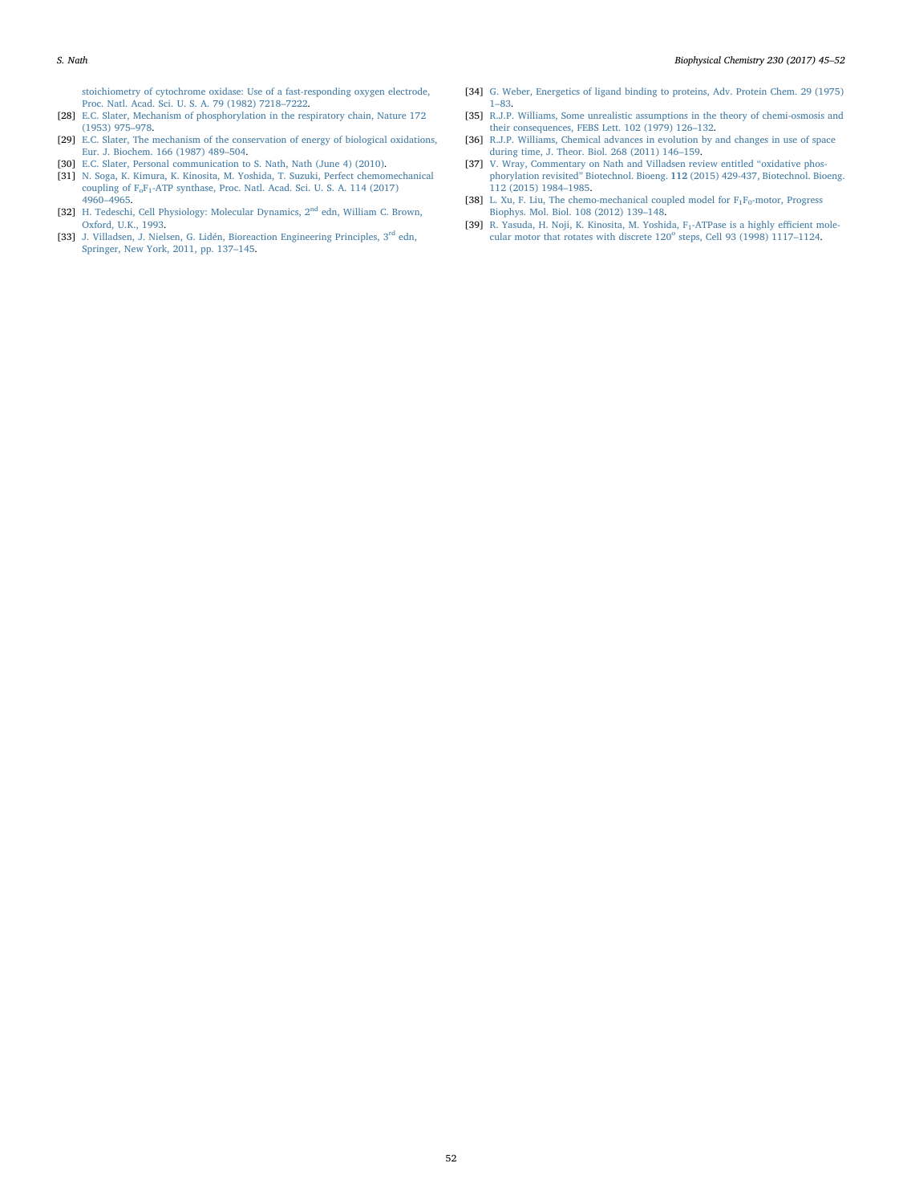stoichiometry of cytochrome oxidase: Use of a fast-responding oxygen electrode, Proc. Natl. Acad. Sci. U. S. A. 79 (1982) 7218–7222.

[28] E.C. Slater, Mechanism of phosphorylation in the respiratory chain, Nature 172 (1953) 975–978.

[29] E.C. Slater, The mechanism of the conservation of energy of biological oxidations, Eur. J. Biochem. 166 (1987) 489–504.

[30] E.C. Slater, Personal communication to S. Nath, Nath (June 4) (2010).

[31] N. Soga, K. Kimura, K. Kinosita, M. Yoshida, T. Suzuki, Perfect chemomechanical coupling of $F_oF_1$-ATP synthase, Proc. Natl. Acad. Sci. U. S. A. 114 (2017) 4960–4965.

[32] H. Tedeschi, Cell Physiology: Molecular Dynamics, 2nd edn, William C. Brown, Oxford, U.K., 1993.

[33] J. Villadsen, J. Nielsen, G. Lidén, Bioreaction Engineering Principles, 3rd edn, Springer, New York, 2011, pp. 137–145.

[34] G. Weber, Energetics of ligand binding to proteins, Adv. Protein Chem. 29 (1975) 1–83.

[35] R.J.P. Williams, Some unrealistic assumptions in the theory of chemi-osmosis and their consequences, FEBS Lett. 102 (1979) 126–132.

[36] R.J.P. Williams, Chemical advances in evolution by and changes in use of space during time, J. Theor. Biol. 268 (2011) 146–159.

[37] V. Wray, Commentary on Nath and Villadsen review entitled "oxidative phosphorylation revisited" Biotechnol. Bioeng. **112** (2015) 429-437, Biotechnol. Bioeng. 112 (2015) 1984–1985.

[38] L. Xu, F. Liu, The chemo-mechanical coupled model for $F_1F_0$-motor, Progress Biophys. Mol. Biol. 108 (2012) 139–148.

[39] R. Yasuda, H. Noji, K. Kinosita, M. Yoshida, $F_1$-ATPase is a highly efficient molecular motor that rotates with discrete 120° steps, Cell 93 (1998) 1117–1124.